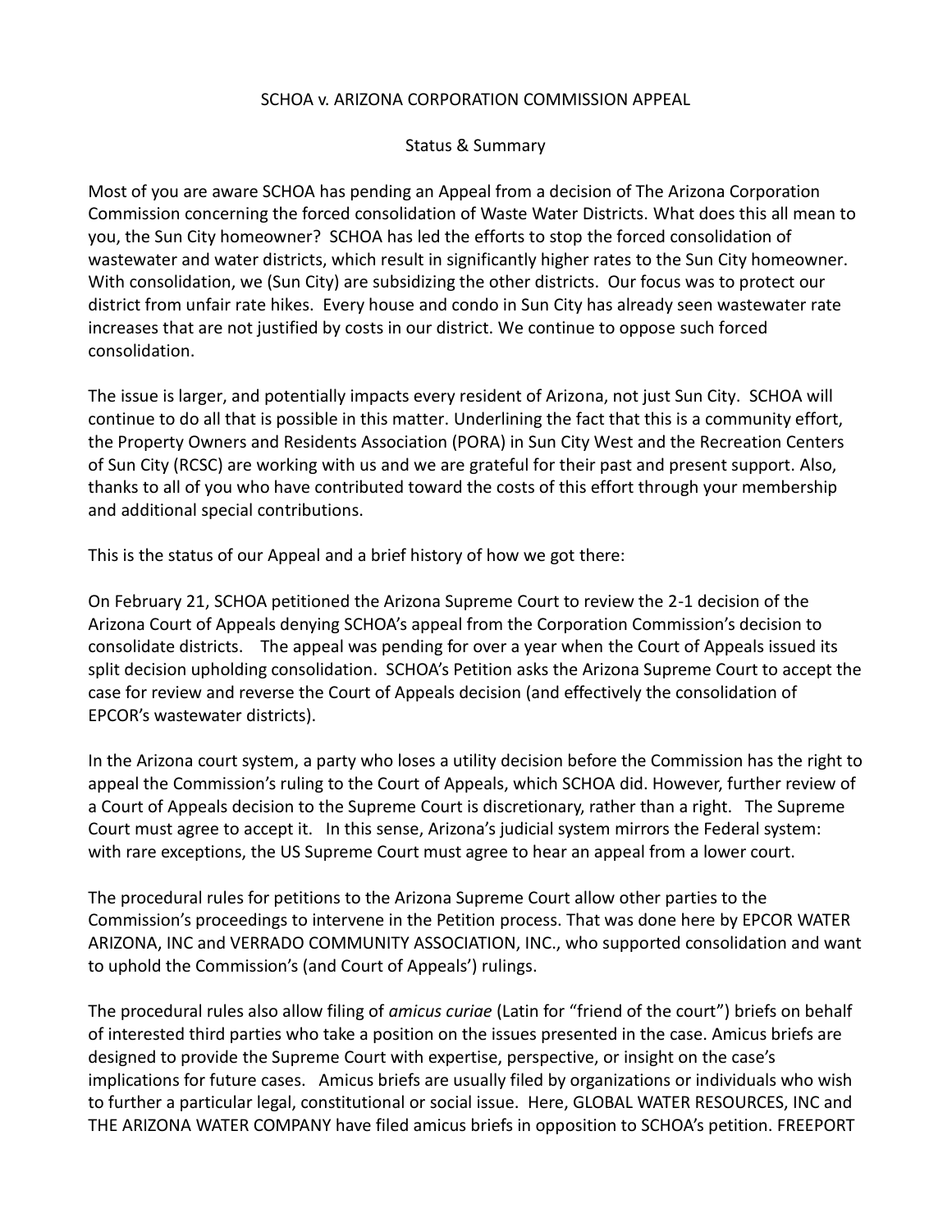# SCHOA v. ARIZONA CORPORATION COMMISSION APPEAL

## Status & Summary

Most of you are aware SCHOA has pending an Appeal from a decision of The Arizona Corporation Commission concerning the forced consolidation of Waste Water Districts. What does this all mean to you, the Sun City homeowner? SCHOA has led the efforts to stop the forced consolidation of wastewater and water districts, which result in significantly higher rates to the Sun City homeowner. With consolidation, we (Sun City) are subsidizing the other districts. Our focus was to protect our district from unfair rate hikes. Every house and condo in Sun City has already seen wastewater rate increases that are not justified by costs in our district. We continue to oppose such forced consolidation.

The issue is larger, and potentially impacts every resident of Arizona, not just Sun City. SCHOA will continue to do all that is possible in this matter. Underlining the fact that this is a community effort, the Property Owners and Residents Association (PORA) in Sun City West and the Recreation Centers of Sun City (RCSC) are working with us and we are grateful for their past and present support. Also, thanks to all of you who have contributed toward the costs of this effort through your membership and additional special contributions.

This is the status of our Appeal and a brief history of how we got there:

On February 21, SCHOA petitioned the Arizona Supreme Court to review the 2-1 decision of the Arizona Court of Appeals denying SCHOA's appeal from the Corporation Commission's decision to consolidate districts. The appeal was pending for over a year when the Court of Appeals issued its split decision upholding consolidation. SCHOA's Petition asks the Arizona Supreme Court to accept the case for review and reverse the Court of Appeals decision (and effectively the consolidation of EPCOR's wastewater districts).

In the Arizona court system, a party who loses a utility decision before the Commission has the right to appeal the Commission's ruling to the Court of Appeals, which SCHOA did. However, further review of a Court of Appeals decision to the Supreme Court is discretionary, rather than a right. The Supreme Court must agree to accept it. In this sense, Arizona's judicial system mirrors the Federal system: with rare exceptions, the US Supreme Court must agree to hear an appeal from a lower court.

The procedural rules for petitions to the Arizona Supreme Court allow other parties to the Commission's proceedings to intervene in the Petition process. That was done here by EPCOR WATER ARIZONA, INC and VERRADO COMMUNITY ASSOCIATION, INC., who supported consolidation and want to uphold the Commission's (and Court of Appeals') rulings.

The procedural rules also allow filing of *amicus curiae* (Latin for "friend of the court") briefs on behalf of interested third parties who take a position on the issues presented in the case. Amicus briefs are designed to provide the Supreme Court with expertise, perspective, or insight on the case's implications for future cases. Amicus briefs are usually filed by organizations or individuals who wish to further a particular legal, constitutional or social issue. Here, GLOBAL WATER RESOURCES, INC and THE ARIZONA WATER COMPANY have filed amicus briefs in opposition to SCHOA's petition. FREEPORT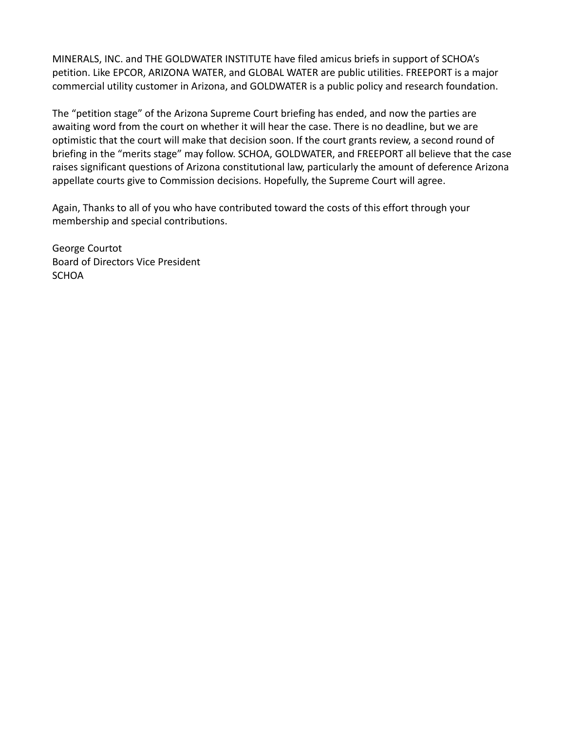MINERALS, INC. and THE GOLDWATER INSTITUTE have filed amicus briefs in support of SCHOA's petition. Like EPCOR, ARIZONA WATER, and GLOBAL WATER are public utilities. FREEPORT is a major commercial utility customer in Arizona, and GOLDWATER is a public policy and research foundation.

The "petition stage" of the Arizona Supreme Court briefing has ended, and now the parties are awaiting word from the court on whether it will hear the case. There is no deadline, but we are optimistic that the court will make that decision soon. If the court grants review, a second round of briefing in the "merits stage" may follow. SCHOA, GOLDWATER, and FREEPORT all believe that the case raises significant questions of Arizona constitutional law, particularly the amount of deference Arizona appellate courts give to Commission decisions. Hopefully, the Supreme Court will agree.

Again, Thanks to all of you who have contributed toward the costs of this effort through your membership and special contributions.

George Courtot  
Board of Directors Vice President  
SCHOA